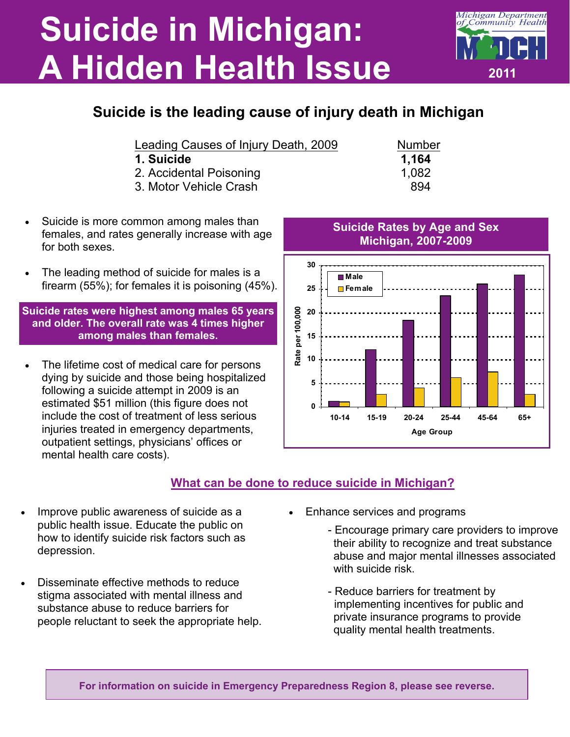# Suicide in Michigan: A Hidden Health Issue

Michigan Department of Community Health
MDCH
2011

## Suicide is the leading cause of injury death in Michigan

| Leading Causes of Injury Death, 2009 | Number |
|---|---|
| **1. Suicide** | **1,164** |
| 2. Accidental Poisoning | 1,082 |
| 3. Motor Vehicle Crash | 894 |

- Suicide is more common among males than females, and rates generally increase with age for both sexes.
- The leading method of suicide for males is a firearm (55%); for females it is poisoning (45%).

**Suicide rates were highest among males 65 years and older. The overall rate was 4 times higher among males than females.**

- The lifetime cost of medical care for persons dying by suicide and those being hospitalized following a suicide attempt in 2009 is an estimated $51 million (this figure does not include the cost of treatment of less serious injuries treated in emergency departments, outpatient settings, physicians' offices or mental health care costs).

**Suicide Rates by Age and Sex Michigan, 2007-2009**

| Age Group | Male | Female |
|---|---|---|
| 10-14 | ~1.2 | ~1.0 |
| 15-19 | ~12.1 | ~2.7 |
| 20-24 | ~18.4 | ~4.0 |
| 25-44 | ~23.6 | ~6.2 |
| 45-64 | ~26.0 | ~7.4 |
| 65+ | ~28.0 | ~2.7 |

Rate per 100,000

## What can be done to reduce suicide in Michigan?

- Improve public awareness of suicide as a public health issue. Educate the public on how to identify suicide risk factors such as depression.
- Disseminate effective methods to reduce stigma associated with mental illness and substance abuse to reduce barriers for people reluctant to seek the appropriate help.
- Enhance services and programs
  - Encourage primary care providers to improve their ability to recognize and treat substance abuse and major mental illnesses associated with suicide risk.
  - Reduce barriers for treatment by implementing incentives for public and private insurance programs to provide quality mental health treatments.

**For information on suicide in Emergency Preparedness Region 8, please see reverse.**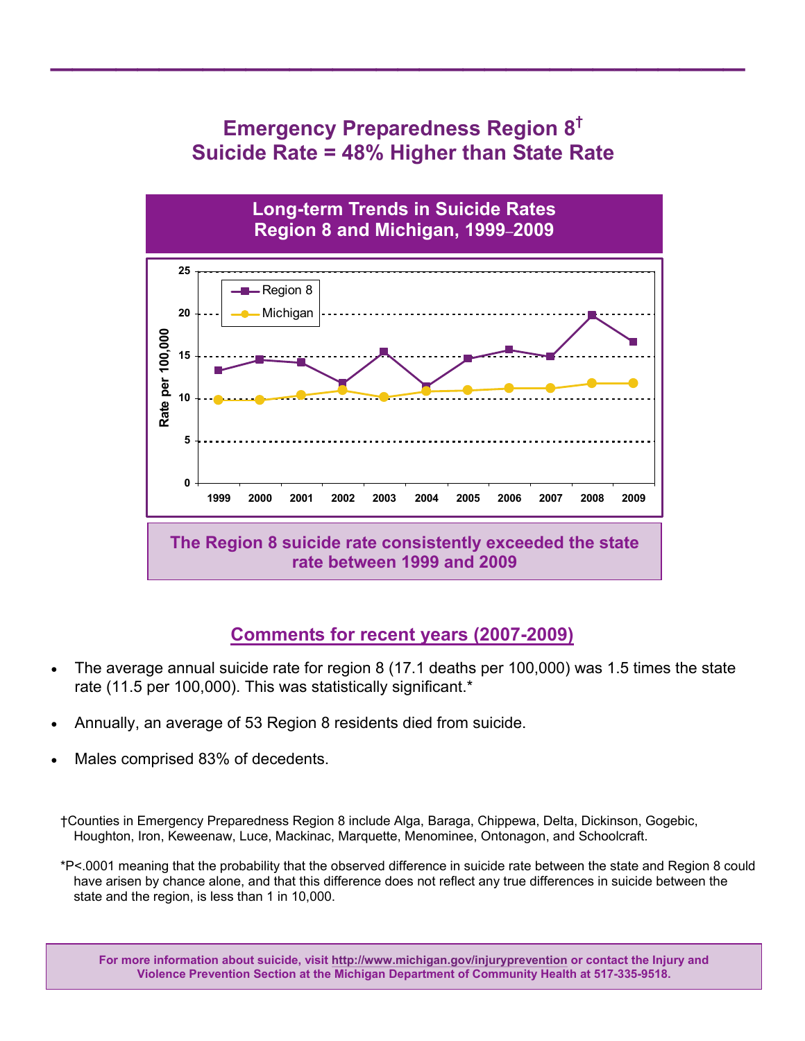# Emergency Preparedness Region 8†
# Suicide Rate = 48% Higher than State Rate

## Long-term Trends in Suicide Rates
## Region 8 and Michigan, 1999–2009

Region 8
Michigan

Rate per 100,000

25
20
15
10
5
0

1999 2000 2001 2002 2003 2004 2005 2006 2007 2008 2009

**The Region 8 suicide rate consistently exceeded the state rate between 1999 and 2009**

## Comments for recent years (2007-2009)

- The average annual suicide rate for region 8 (17.1 deaths per 100,000) was 1.5 times the state rate (11.5 per 100,000). This was statistically significant.*
- Annually, an average of 53 Region 8 residents died from suicide.
- Males comprised 83% of decedents.

†Counties in Emergency Preparedness Region 8 include Alga, Baraga, Chippewa, Delta, Dickinson, Gogebic, Houghton, Iron, Keweenaw, Luce, Mackinac, Marquette, Menominee, Ontonagon, and Schoolcraft.

*P<.0001 meaning that the probability that the observed difference in suicide rate between the state and Region 8 could have arisen by chance alone, and that this difference does not reflect any true differences in suicide between the state and the region, is less than 1 in 10,000.

**For more information about suicide, visit http://www.michigan.gov/injuryprevention or contact the Injury and Violence Prevention Section at the Michigan Department of Community Health at 517-335-9518.**